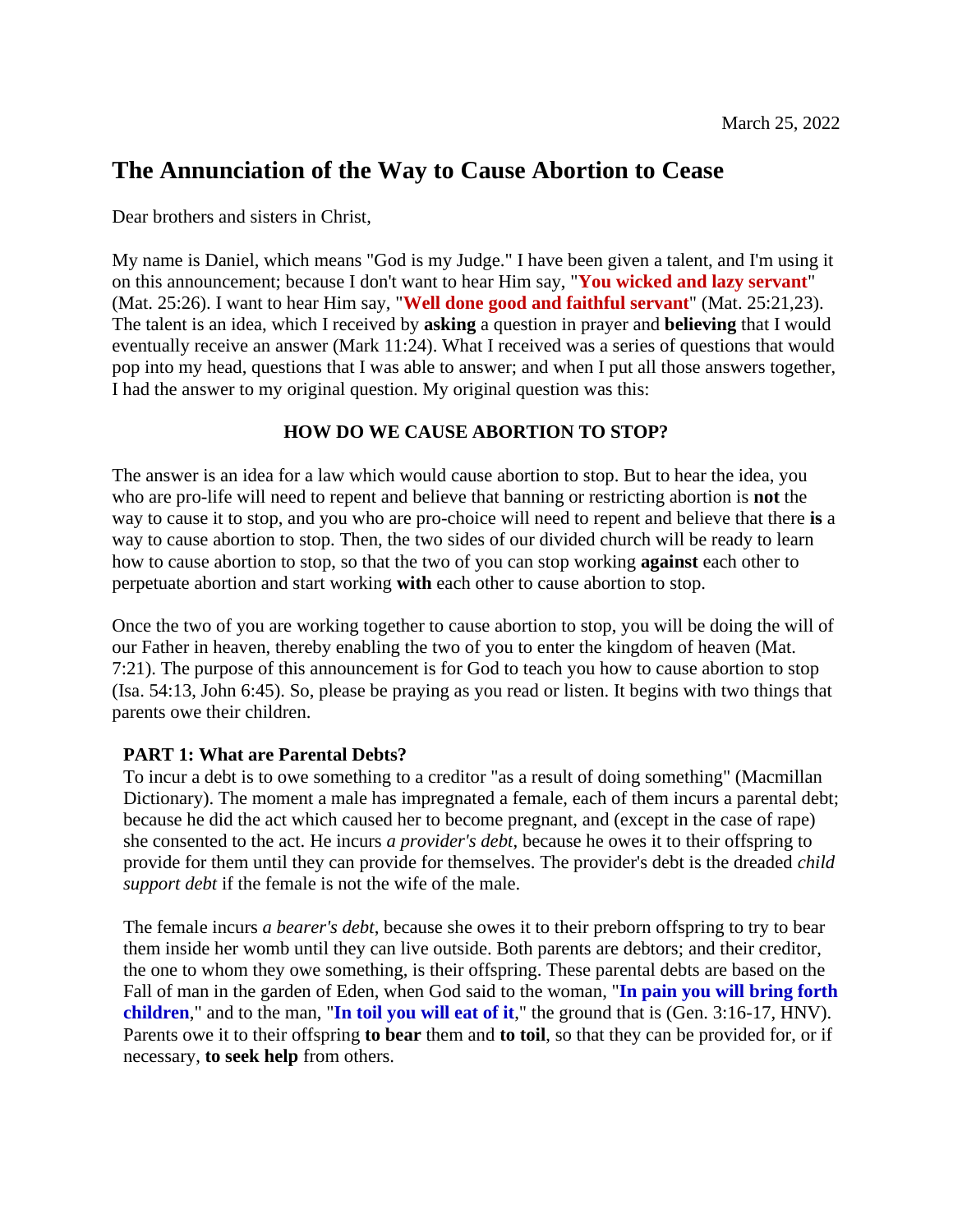March 25, 2022

# The Annunciation of the Way to Cause Abortion to Cease

Dear brothers and sisters in Christ,

My name is Daniel, which means "God is my Judge." I have been given a talent, and I'm using it on this announcement; because I don't want to hear Him say, "**You wicked and lazy servant**" (Mat. 25:26). I want to hear Him say, "**Well done good and faithful servant**" (Mat. 25:21,23). The talent is an idea, which I received by **asking** a question in prayer and **believing** that I would eventually receive an answer (Mark 11:24). What I received was a series of questions that would pop into my head, questions that I was able to answer; and when I put all those answers together, I had the answer to my original question. My original question was this:

**HOW DO WE CAUSE ABORTION TO STOP?**

The answer is an idea for a law which would cause abortion to stop. But to hear the idea, you who are pro-life will need to repent and believe that banning or restricting abortion is **not** the way to cause it to stop, and you who are pro-choice will need to repent and believe that there **is** a way to cause abortion to stop. Then, the two sides of our divided church will be ready to learn how to cause abortion to stop, so that the two of you can stop working **against** each other to perpetuate abortion and start working **with** each other to cause abortion to stop.

Once the two of you are working together to cause abortion to stop, you will be doing the will of our Father in heaven, thereby enabling the two of you to enter the kingdom of heaven (Mat. 7:21). The purpose of this announcement is for God to teach you how to cause abortion to stop (Isa. 54:13, John 6:45). So, please be praying as you read or listen. It begins with two things that parents owe their children.

## PART 1: What are Parental Debts?

To incur a debt is to owe something to a creditor "as a result of doing something" (Macmillan Dictionary). The moment a male has impregnated a female, each of them incurs a parental debt; because he did the act which caused her to become pregnant, and (except in the case of rape) she consented to the act. He incurs *a provider's debt*, because he owes it to their offspring to provide for them until they can provide for themselves. The provider's debt is the dreaded *child support debt* if the female is not the wife of the male.

The female incurs *a bearer's debt*, because she owes it to their preborn offspring to try to bear them inside her womb until they can live outside. Both parents are debtors; and their creditor, the one to whom they owe something, is their offspring. These parental debts are based on the Fall of man in the garden of Eden, when God said to the woman, "**In pain you will bring forth children**," and to the man, "**In toil you will eat of it**," the ground that is (Gen. 3:16-17, HNV). Parents owe it to their offspring **to bear** them and **to toil**, so that they can be provided for, or if necessary, **to seek help** from others.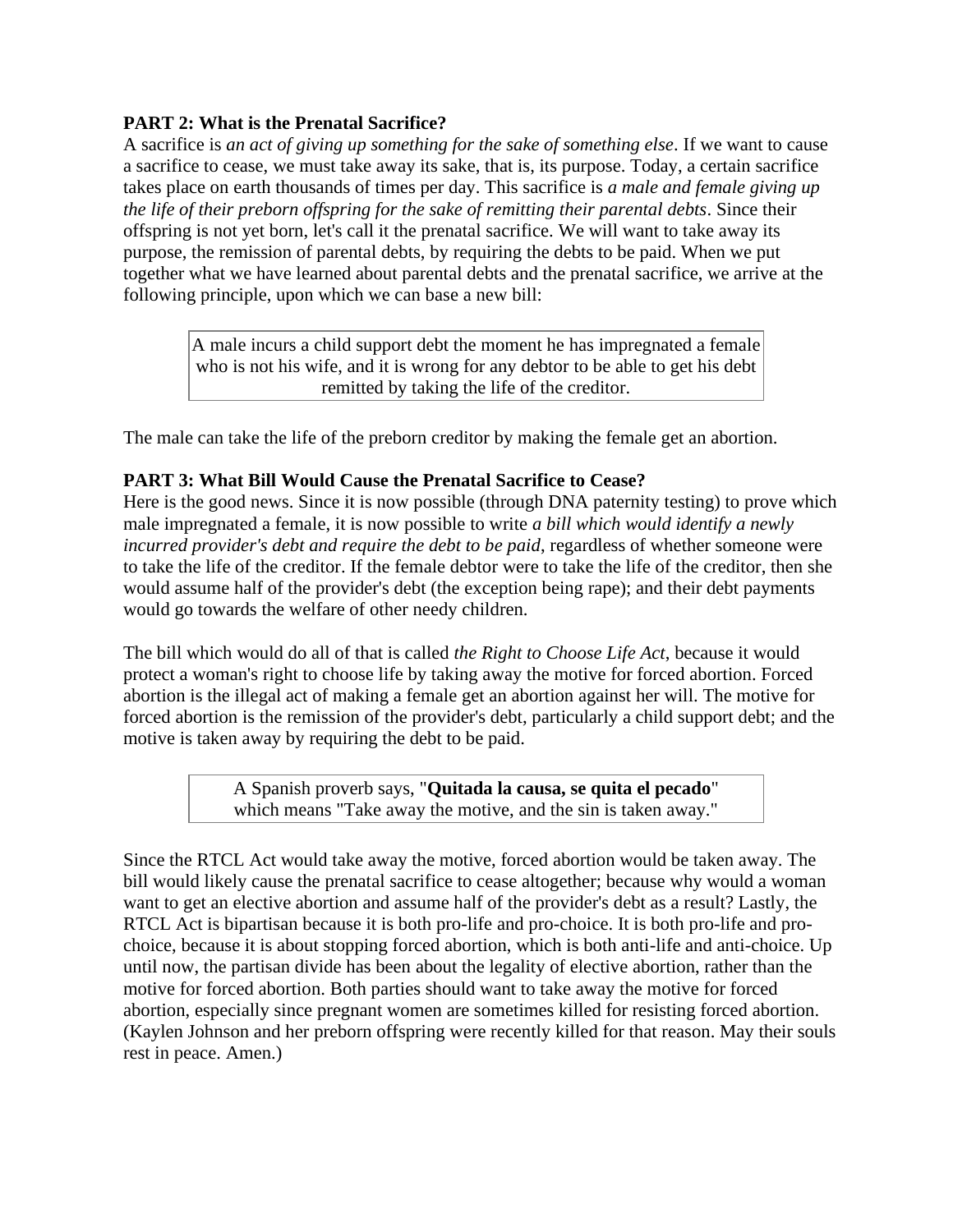**PART 2: What is the Prenatal Sacrifice?**

A sacrifice is *an act of giving up something for the sake of something else*. If we want to cause a sacrifice to cease, we must take away its sake, that is, its purpose. Today, a certain sacrifice takes place on earth thousands of times per day. This sacrifice is *a male and female giving up the life of their preborn offspring for the sake of remitting their parental debts*. Since their offspring is not yet born, let's call it the prenatal sacrifice. We will want to take away its purpose, the remission of parental debts, by requiring the debts to be paid. When we put together what we have learned about parental debts and the prenatal sacrifice, we arrive at the following principle, upon which we can base a new bill:

> A male incurs a child support debt the moment he has impregnated a female who is not his wife, and it is wrong for any debtor to be able to get his debt remitted by taking the life of the creditor.

The male can take the life of the preborn creditor by making the female get an abortion.

**PART 3: What Bill Would Cause the Prenatal Sacrifice to Cease?**

Here is the good news. Since it is now possible (through DNA paternity testing) to prove which male impregnated a female, it is now possible to write *a bill which would identify a newly incurred provider's debt and require the debt to be paid*, regardless of whether someone were to take the life of the creditor. If the female debtor were to take the life of the creditor, then she would assume half of the provider's debt (the exception being rape); and their debt payments would go towards the welfare of other needy children.

The bill which would do all of that is called *the Right to Choose Life Act*, because it would protect a woman's right to choose life by taking away the motive for forced abortion. Forced abortion is the illegal act of making a female get an abortion against her will. The motive for forced abortion is the remission of the provider's debt, particularly a child support debt; and the motive is taken away by requiring the debt to be paid.

> A Spanish proverb says, "**Quitada la causa, se quita el pecado**" which means "Take away the motive, and the sin is taken away."

Since the RTCL Act would take away the motive, forced abortion would be taken away. The bill would likely cause the prenatal sacrifice to cease altogether; because why would a woman want to get an elective abortion and assume half of the provider's debt as a result? Lastly, the RTCL Act is bipartisan because it is both pro-life and pro-choice. It is both pro-life and pro-choice, because it is about stopping forced abortion, which is both anti-life and anti-choice. Up until now, the partisan divide has been about the legality of elective abortion, rather than the motive for forced abortion. Both parties should want to take away the motive for forced abortion, especially since pregnant women are sometimes killed for resisting forced abortion. (Kaylen Johnson and her preborn offspring were recently killed for that reason. May their souls rest in peace. Amen.)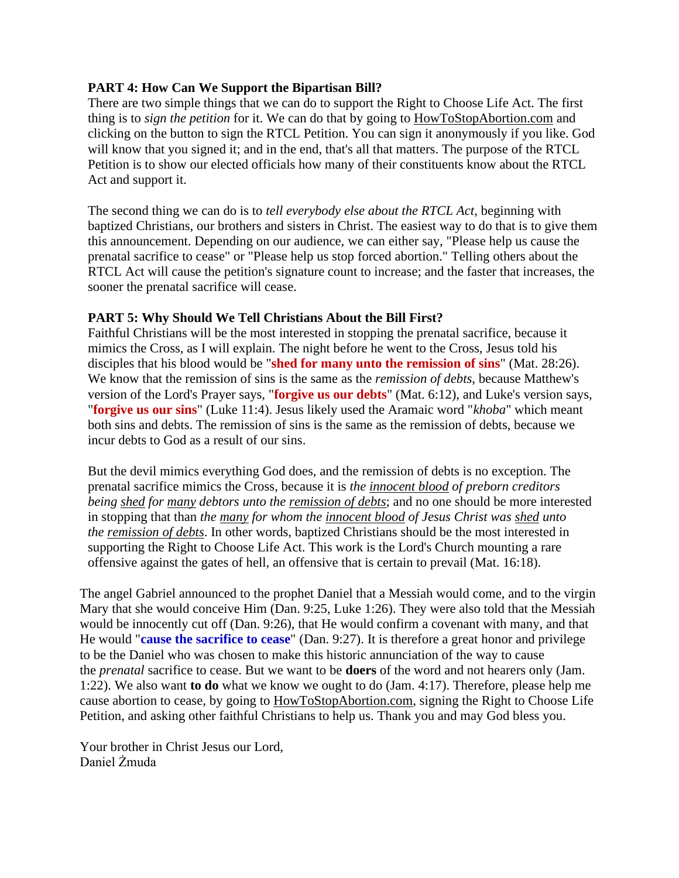**PART 4: How Can We Support the Bipartisan Bill?**
There are two simple things that we can do to support the Right to Choose Life Act. The first thing is to *sign the petition* for it. We can do that by going to HowToStopAbortion.com and clicking on the button to sign the RTCL Petition. You can sign it anonymously if you like. God will know that you signed it; and in the end, that's all that matters. The purpose of the RTCL Petition is to show our elected officials how many of their constituents know about the RTCL Act and support it.

The second thing we can do is to *tell everybody else about the RTCL Act*, beginning with baptized Christians, our brothers and sisters in Christ. The easiest way to do that is to give them this announcement. Depending on our audience, we can either say, "Please help us cause the prenatal sacrifice to cease" or "Please help us stop forced abortion." Telling others about the RTCL Act will cause the petition's signature count to increase; and the faster that increases, the sooner the prenatal sacrifice will cease.

**PART 5: Why Should We Tell Christians About the Bill First?**
Faithful Christians will be the most interested in stopping the prenatal sacrifice, because it mimics the Cross, as I will explain. The night before he went to the Cross, Jesus told his disciples that his blood would be "**shed for many unto the remission of sins**" (Mat. 28:26). We know that the remission of sins is the same as the *remission of debts*, because Matthew's version of the Lord's Prayer says, "**forgive us our debts**" (Mat. 6:12), and Luke's version says, "**forgive us our sins**" (Luke 11:4). Jesus likely used the Aramaic word "*khoba*" which meant both sins and debts. The remission of sins is the same as the remission of debts, because we incur debts to God as a result of our sins.

But the devil mimics everything God does, and the remission of debts is no exception. The prenatal sacrifice mimics the Cross, because it is *the innocent blood of preborn creditors being shed for many debtors unto the remission of debts*; and no one should be more interested in stopping that than *the many for whom the innocent blood of Jesus Christ was shed unto the remission of debts*. In other words, baptized Christians should be the most interested in supporting the Right to Choose Life Act. This work is the Lord's Church mounting a rare offensive against the gates of hell, an offensive that is certain to prevail (Mat. 16:18).

The angel Gabriel announced to the prophet Daniel that a Messiah would come, and to the virgin Mary that she would conceive Him (Dan. 9:25, Luke 1:26). They were also told that the Messiah would be innocently cut off (Dan. 9:26), that He would confirm a covenant with many, and that He would "**cause the sacrifice to cease**" (Dan. 9:27). It is therefore a great honor and privilege to be the Daniel who was chosen to make this historic annunciation of the way to cause the *prenatal* sacrifice to cease. But we want to be **doers** of the word and not hearers only (Jam. 1:22). We also want **to do** what we know we ought to do (Jam. 4:17). Therefore, please help me cause abortion to cease, by going to HowToStopAbortion.com, signing the Right to Choose Life Petition, and asking other faithful Christians to help us. Thank you and may God bless you.

Your brother in Christ Jesus our Lord,
Daniel Żmuda